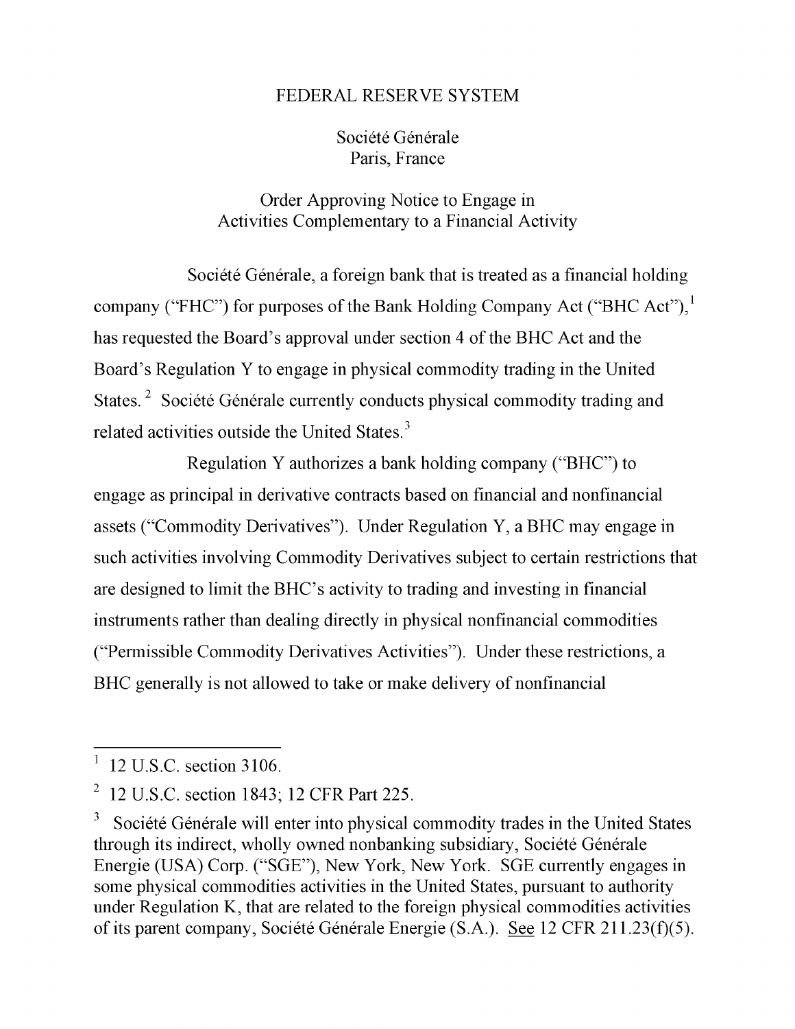# FEDERAL RESERVE SYSTEM

Société Générale
Paris, France

## Order Approving Notice to Engage in Activities Complementary to a Financial Activity

Société Générale, a foreign bank that is treated as a financial holding company ("FHC") for purposes of the Bank Holding Company Act ("BHC Act"),[1] has requested the Board's approval under section 4 of the BHC Act and the Board's Regulation Y to engage in physical commodity trading in the United States.[2] Société Générale currently conducts physical commodity trading and related activities outside the United States.[3]

Regulation Y authorizes a bank holding company ("BHC") to engage as principal in derivative contracts based on financial and nonfinancial assets ("Commodity Derivatives"). Under Regulation Y, a BHC may engage in such activities involving Commodity Derivatives subject to certain restrictions that are designed to limit the BHC's activity to trading and investing in financial instruments rather than dealing directly in physical nonfinancial commodities ("Permissible Commodity Derivatives Activities"). Under these restrictions, a BHC generally is not allowed to take or make delivery of nonfinancial

---

[1] 12 U.S.C. section 3106.

[2] 12 U.S.C. section 1843; 12 CFR Part 225.

[3] Société Générale will enter into physical commodity trades in the United States through its indirect, wholly owned nonbanking subsidiary, Société Générale Energie (USA) Corp. ("SGE"), New York, New York. SGE currently engages in some physical commodities activities in the United States, pursuant to authority under Regulation K, that are related to the foreign physical commodities activities of its parent company, Société Générale Energie (S.A.). See 12 CFR 211.23(f)(5).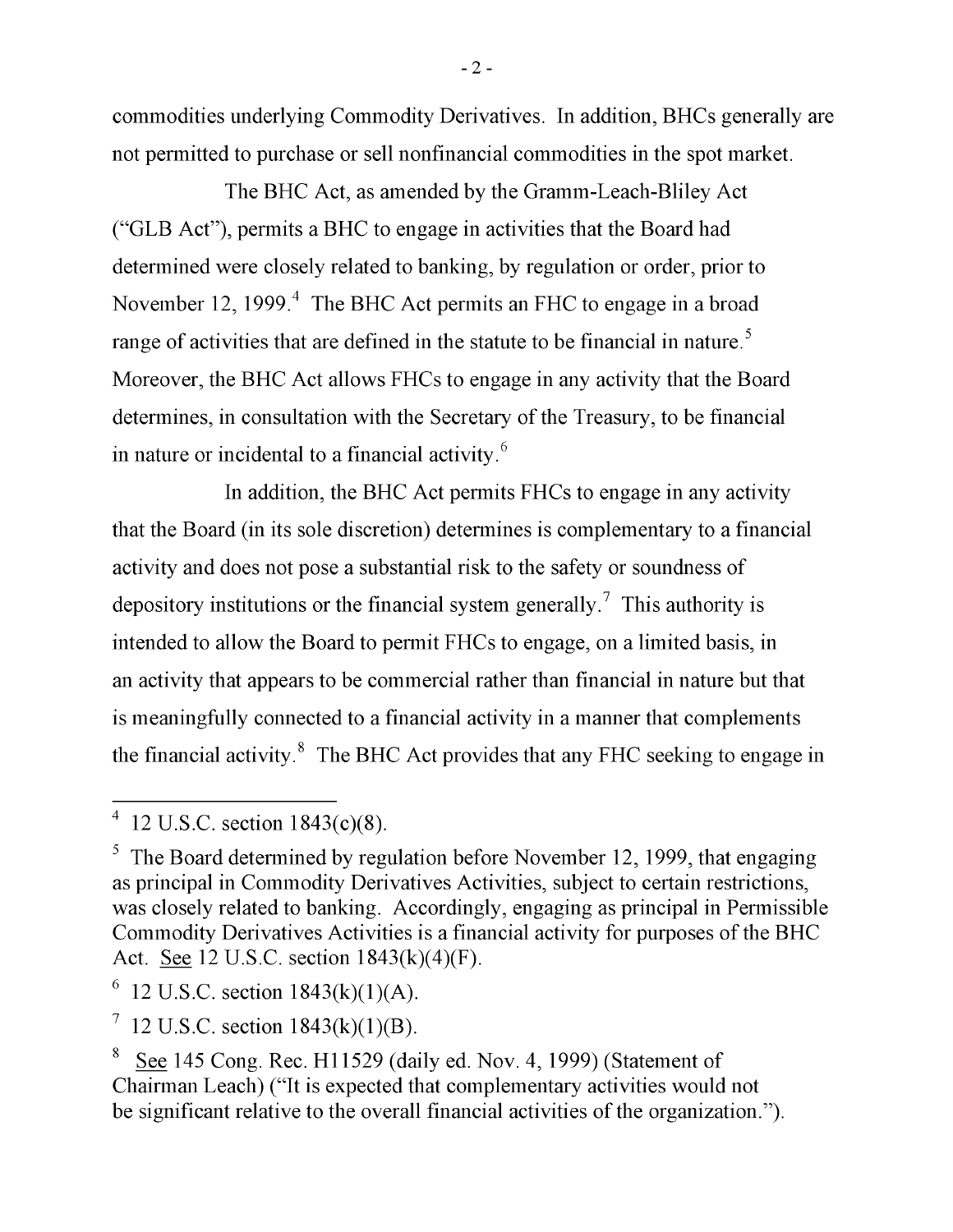commodities underlying Commodity Derivatives. In addition, BHCs generally are not permitted to purchase or sell nonfinancial commodities in the spot market.

The BHC Act, as amended by the Gramm-Leach-Bliley Act ("GLB Act"), permits a BHC to engage in activities that the Board had determined were closely related to banking, by regulation or order, prior to November 12, 1999.[4] The BHC Act permits an FHC to engage in a broad range of activities that are defined in the statute to be financial in nature.[5] Moreover, the BHC Act allows FHCs to engage in any activity that the Board determines, in consultation with the Secretary of the Treasury, to be financial in nature or incidental to a financial activity.[6]

In addition, the BHC Act permits FHCs to engage in any activity that the Board (in its sole discretion) determines is complementary to a financial activity and does not pose a substantial risk to the safety or soundness of depository institutions or the financial system generally.[7] This authority is intended to allow the Board to permit FHCs to engage, on a limited basis, in an activity that appears to be commercial rather than financial in nature but that is meaningfully connected to a financial activity in a manner that complements the financial activity.[8] The BHC Act provides that any FHC seeking to engage in

---

[4] 12 U.S.C. section 1843(c)(8).

[5] The Board determined by regulation before November 12, 1999, that engaging as principal in Commodity Derivatives Activities, subject to certain restrictions, was closely related to banking. Accordingly, engaging as principal in Permissible Commodity Derivatives Activities is a financial activity for purposes of the BHC Act. See 12 U.S.C. section 1843(k)(4)(F).

[6] 12 U.S.C. section 1843(k)(1)(A).

[7] 12 U.S.C. section 1843(k)(1)(B).

[8] See 145 Cong. Rec. H11529 (daily ed. Nov. 4, 1999) (Statement of Chairman Leach) ("It is expected that complementary activities would not be significant relative to the overall financial activities of the organization.").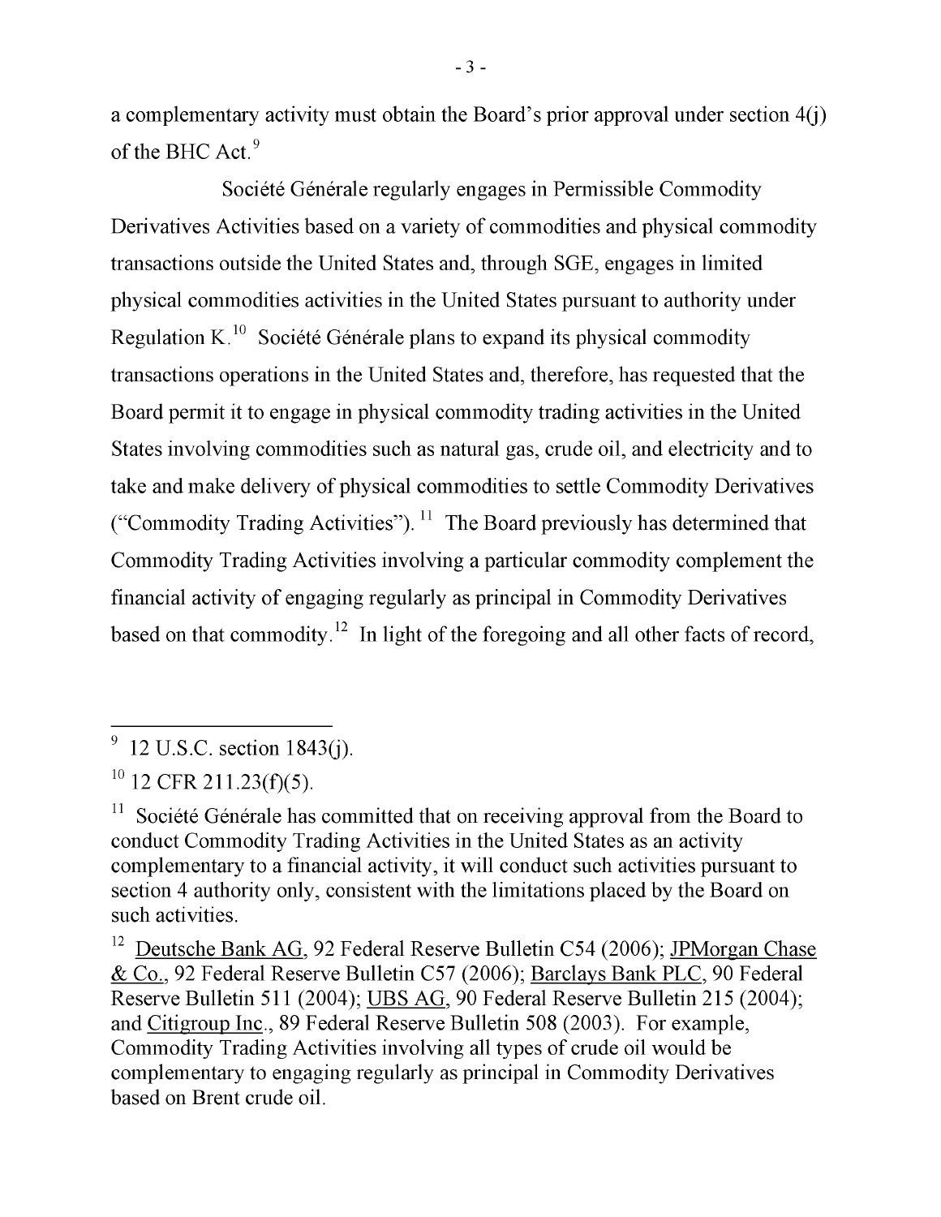a complementary activity must obtain the Board's prior approval under section 4(j) of the BHC Act.[9]

Société Générale regularly engages in Permissible Commodity Derivatives Activities based on a variety of commodities and physical commodity transactions outside the United States and, through SGE, engages in limited physical commodities activities in the United States pursuant to authority under Regulation K.[10] Société Générale plans to expand its physical commodity transactions operations in the United States and, therefore, has requested that the Board permit it to engage in physical commodity trading activities in the United States involving commodities such as natural gas, crude oil, and electricity and to take and make delivery of physical commodities to settle Commodity Derivatives ("Commodity Trading Activities").[11] The Board previously has determined that Commodity Trading Activities involving a particular commodity complement the financial activity of engaging regularly as principal in Commodity Derivatives based on that commodity.[12] In light of the foregoing and all other facts of record,

---

[9] 12 U.S.C. section 1843(j).

[10] 12 CFR 211.23(f)(5).

[11] Société Générale has committed that on receiving approval from the Board to conduct Commodity Trading Activities in the United States as an activity complementary to a financial activity, it will conduct such activities pursuant to section 4 authority only, consistent with the limitations placed by the Board on such activities.

[12] Deutsche Bank AG, 92 Federal Reserve Bulletin C54 (2006); JPMorgan Chase & Co., 92 Federal Reserve Bulletin C57 (2006); Barclays Bank PLC, 90 Federal Reserve Bulletin 511 (2004); UBS AG, 90 Federal Reserve Bulletin 215 (2004); and Citigroup Inc., 89 Federal Reserve Bulletin 508 (2003). For example, Commodity Trading Activities involving all types of crude oil would be complementary to engaging regularly as principal in Commodity Derivatives based on Brent crude oil.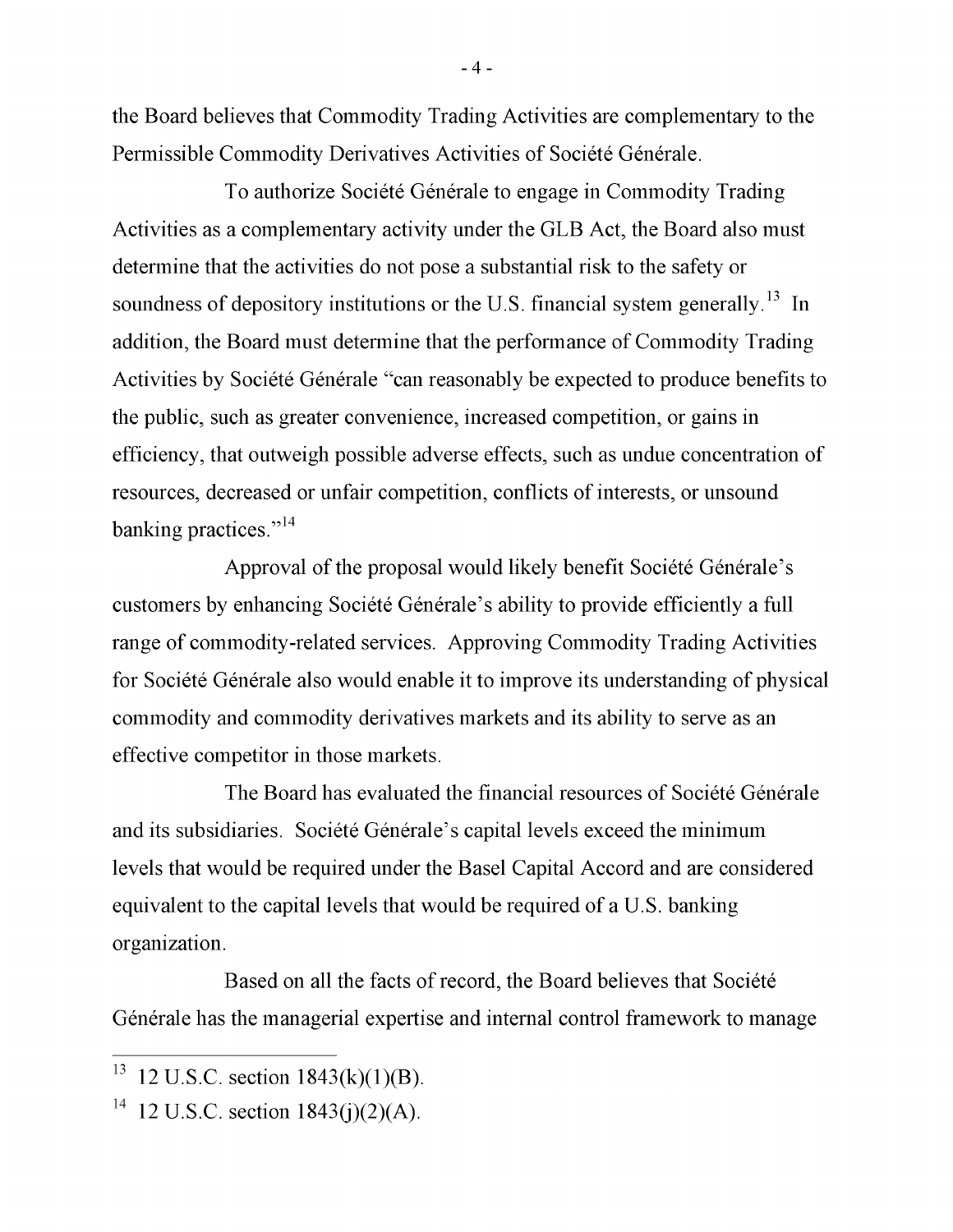the Board believes that Commodity Trading Activities are complementary to the Permissible Commodity Derivatives Activities of Société Générale.

To authorize Société Générale to engage in Commodity Trading Activities as a complementary activity under the GLB Act, the Board also must determine that the activities do not pose a substantial risk to the safety or soundness of depository institutions or the U.S. financial system generally.[13] In addition, the Board must determine that the performance of Commodity Trading Activities by Société Générale "can reasonably be expected to produce benefits to the public, such as greater convenience, increased competition, or gains in efficiency, that outweigh possible adverse effects, such as undue concentration of resources, decreased or unfair competition, conflicts of interests, or unsound banking practices."[14]

Approval of the proposal would likely benefit Société Générale's customers by enhancing Société Générale's ability to provide efficiently a full range of commodity-related services. Approving Commodity Trading Activities for Société Générale also would enable it to improve its understanding of physical commodity and commodity derivatives markets and its ability to serve as an effective competitor in those markets.

The Board has evaluated the financial resources of Société Générale and its subsidiaries. Société Générale's capital levels exceed the minimum levels that would be required under the Basel Capital Accord and are considered equivalent to the capital levels that would be required of a U.S. banking organization.

Based on all the facts of record, the Board believes that Société Générale has the managerial expertise and internal control framework to manage

---

[13] 12 U.S.C. section 1843(k)(1)(B).

[14] 12 U.S.C. section 1843(j)(2)(A).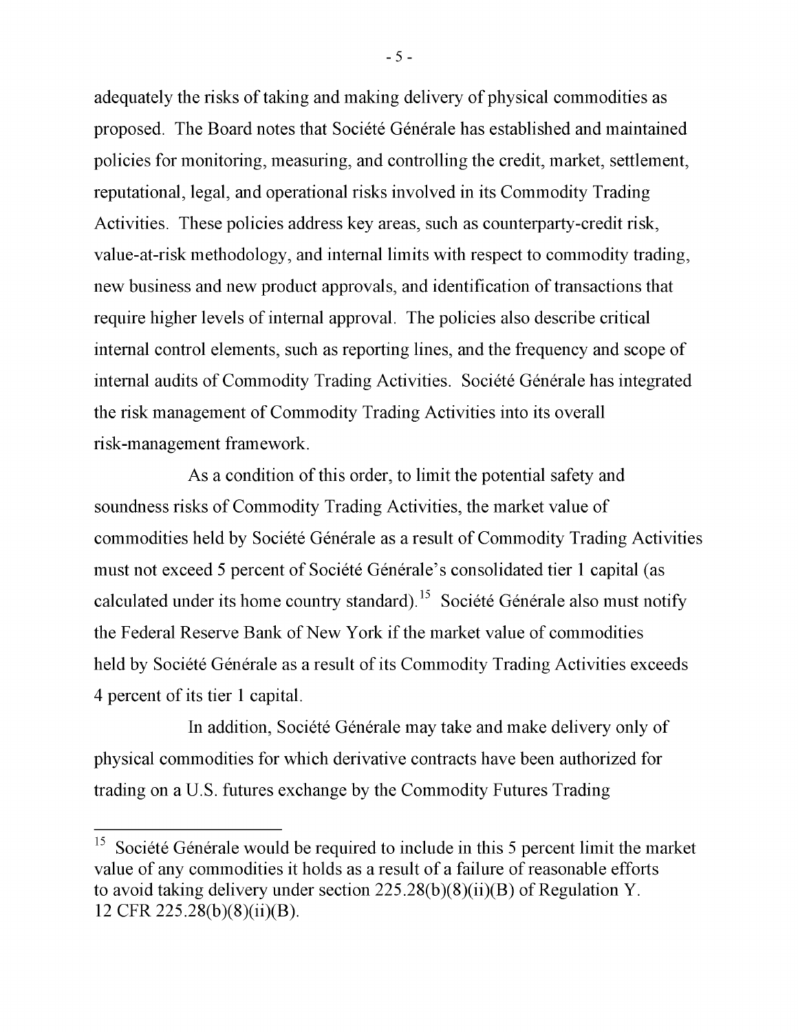adequately the risks of taking and making delivery of physical commodities as proposed. The Board notes that Société Générale has established and maintained policies for monitoring, measuring, and controlling the credit, market, settlement, reputational, legal, and operational risks involved in its Commodity Trading Activities. These policies address key areas, such as counterparty-credit risk, value-at-risk methodology, and internal limits with respect to commodity trading, new business and new product approvals, and identification of transactions that require higher levels of internal approval. The policies also describe critical internal control elements, such as reporting lines, and the frequency and scope of internal audits of Commodity Trading Activities. Société Générale has integrated the risk management of Commodity Trading Activities into its overall risk-management framework.

As a condition of this order, to limit the potential safety and soundness risks of Commodity Trading Activities, the market value of commodities held by Société Générale as a result of Commodity Trading Activities must not exceed 5 percent of Société Générale's consolidated tier 1 capital (as calculated under its home country standard).[15] Société Générale also must notify the Federal Reserve Bank of New York if the market value of commodities held by Société Générale as a result of its Commodity Trading Activities exceeds 4 percent of its tier 1 capital.

In addition, Société Générale may take and make delivery only of physical commodities for which derivative contracts have been authorized for trading on a U.S. futures exchange by the Commodity Futures Trading

---

[15] Société Générale would be required to include in this 5 percent limit the market value of any commodities it holds as a result of a failure of reasonable efforts to avoid taking delivery under section 225.28(b)(8)(ii)(B) of Regulation Y. 12 CFR 225.28(b)(8)(ii)(B).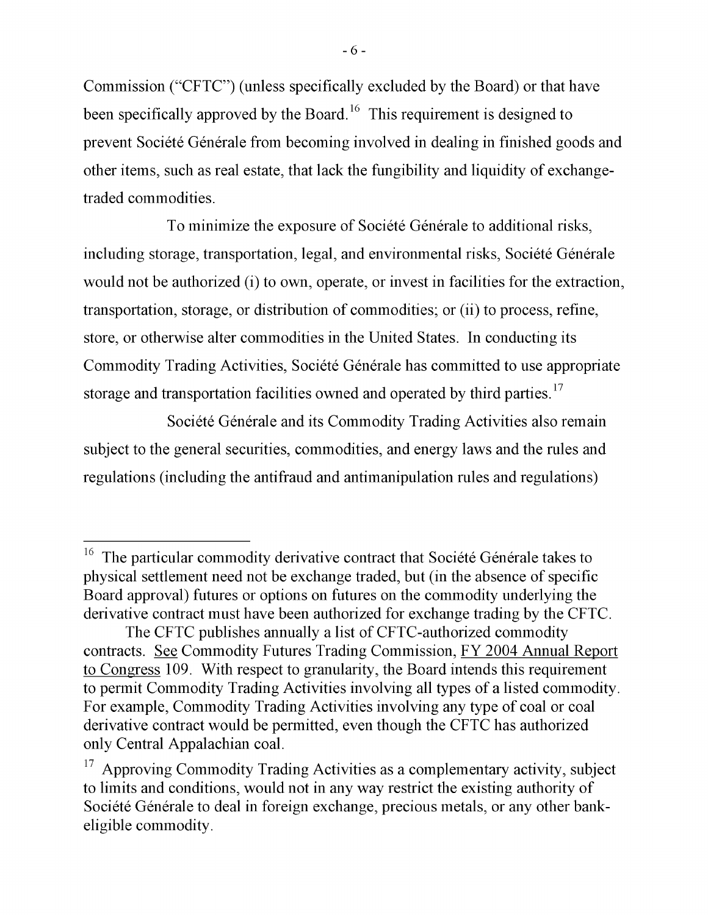Commission ("CFTC") (unless specifically excluded by the Board) or that have been specifically approved by the Board.[16] This requirement is designed to prevent Société Générale from becoming involved in dealing in finished goods and other items, such as real estate, that lack the fungibility and liquidity of exchange-traded commodities.

To minimize the exposure of Société Générale to additional risks, including storage, transportation, legal, and environmental risks, Société Générale would not be authorized (i) to own, operate, or invest in facilities for the extraction, transportation, storage, or distribution of commodities; or (ii) to process, refine, store, or otherwise alter commodities in the United States. In conducting its Commodity Trading Activities, Société Générale has committed to use appropriate storage and transportation facilities owned and operated by third parties.[17]

Société Générale and its Commodity Trading Activities also remain subject to the general securities, commodities, and energy laws and the rules and regulations (including the antifraud and antimanipulation rules and regulations)

---

[16] The particular commodity derivative contract that Société Générale takes to physical settlement need not be exchange traded, but (in the absence of specific Board approval) futures or options on futures on the commodity underlying the derivative contract must have been authorized for exchange trading by the CFTC.

The CFTC publishes annually a list of CFTC-authorized commodity contracts. See Commodity Futures Trading Commission, FY 2004 Annual Report to Congress 109. With respect to granularity, the Board intends this requirement to permit Commodity Trading Activities involving all types of a listed commodity. For example, Commodity Trading Activities involving any type of coal or coal derivative contract would be permitted, even though the CFTC has authorized only Central Appalachian coal.

[17] Approving Commodity Trading Activities as a complementary activity, subject to limits and conditions, would not in any way restrict the existing authority of Société Générale to deal in foreign exchange, precious metals, or any other bank-eligible commodity.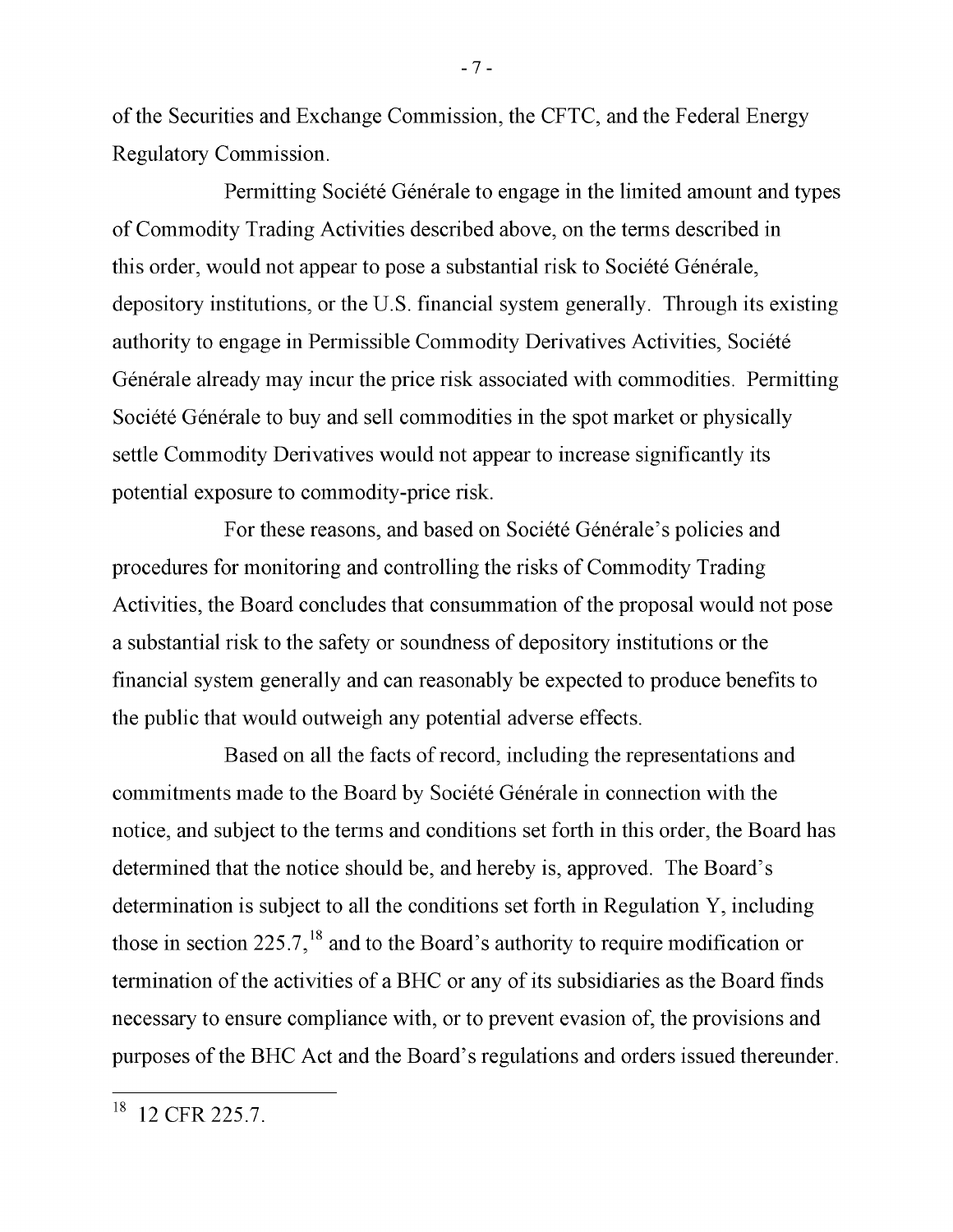of the Securities and Exchange Commission, the CFTC, and the Federal Energy Regulatory Commission.

Permitting Société Générale to engage in the limited amount and types of Commodity Trading Activities described above, on the terms described in this order, would not appear to pose a substantial risk to Société Générale, depository institutions, or the U.S. financial system generally. Through its existing authority to engage in Permissible Commodity Derivatives Activities, Société Générale already may incur the price risk associated with commodities. Permitting Société Générale to buy and sell commodities in the spot market or physically settle Commodity Derivatives would not appear to increase significantly its potential exposure to commodity-price risk.

For these reasons, and based on Société Générale's policies and procedures for monitoring and controlling the risks of Commodity Trading Activities, the Board concludes that consummation of the proposal would not pose a substantial risk to the safety or soundness of depository institutions or the financial system generally and can reasonably be expected to produce benefits to the public that would outweigh any potential adverse effects.

Based on all the facts of record, including the representations and commitments made to the Board by Société Générale in connection with the notice, and subject to the terms and conditions set forth in this order, the Board has determined that the notice should be, and hereby is, approved. The Board's determination is subject to all the conditions set forth in Regulation Y, including those in section 225.7,[18] and to the Board's authority to require modification or termination of the activities of a BHC or any of its subsidiaries as the Board finds necessary to ensure compliance with, or to prevent evasion of, the provisions and purposes of the BHC Act and the Board's regulations and orders issued thereunder.

---

[18] 12 CFR 225.7.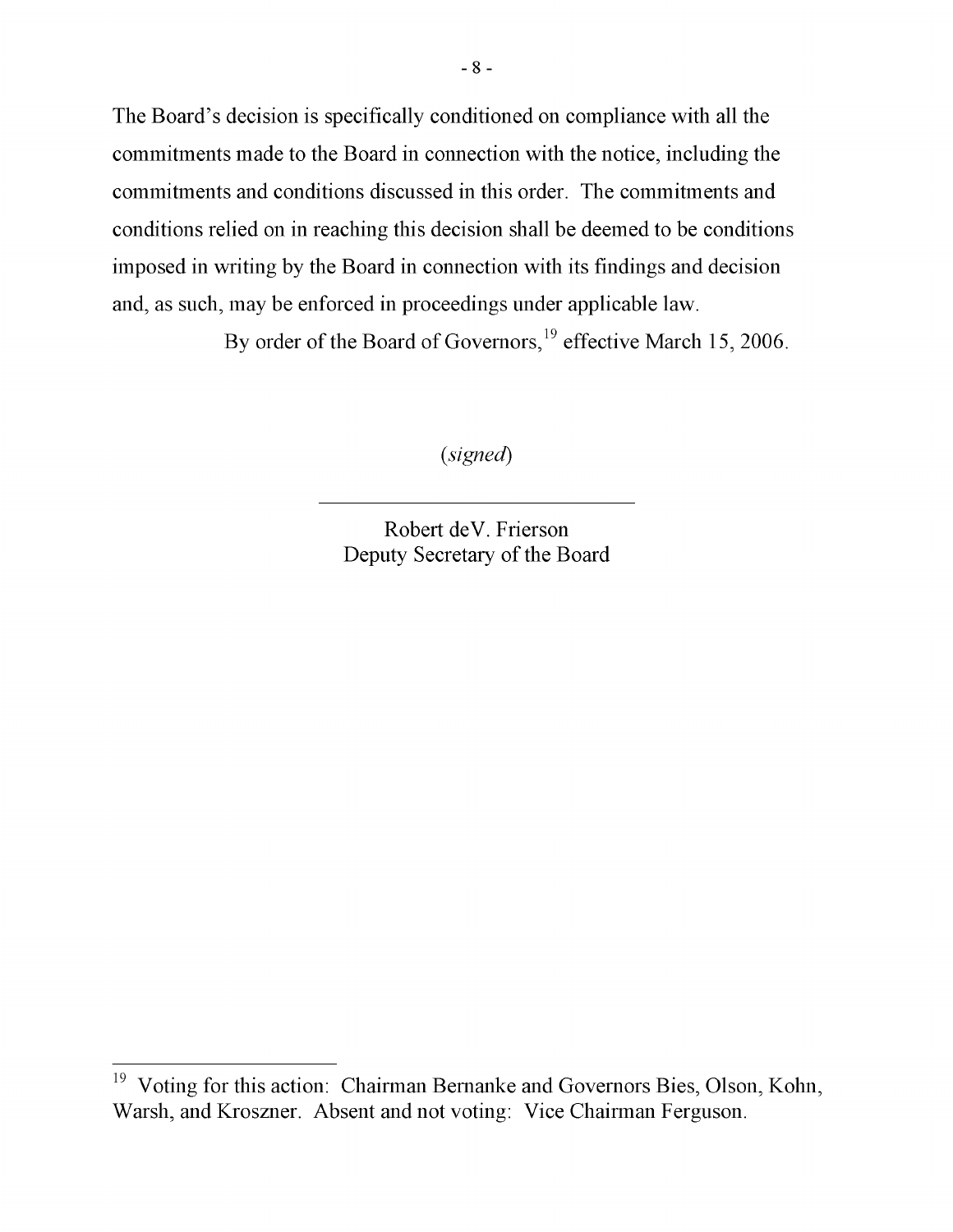The Board's decision is specifically conditioned on compliance with all the commitments made to the Board in connection with the notice, including the commitments and conditions discussed in this order. The commitments and conditions relied on in reaching this decision shall be deemed to be conditions imposed in writing by the Board in connection with its findings and decision and, as such, may be enforced in proceedings under applicable law.

By order of the Board of Governors,[19] effective March 15, 2006.

*(signed)*

Robert deV. Frierson
Deputy Secretary of the Board

---

[19] Voting for this action: Chairman Bernanke and Governors Bies, Olson, Kohn, Warsh, and Kroszner. Absent and not voting: Vice Chairman Ferguson.